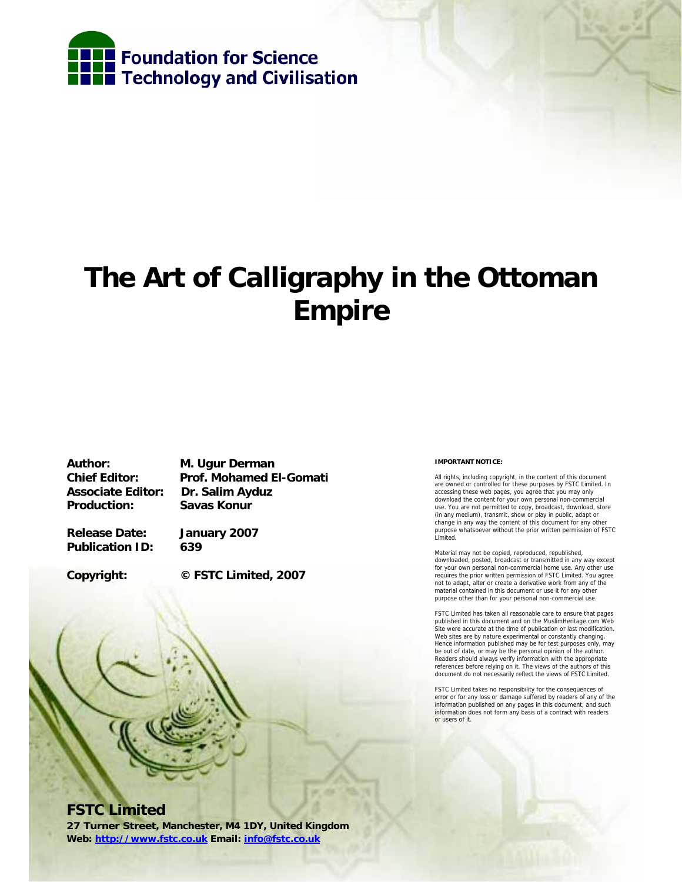Foundation for Science Technology and Civilisation

# The Art of Calligraphy in the Ottoman Empire

**Author:** M. Ugur Derman
**Chief Editor:** Prof. Mohamed El-Gomati
**Associate Editor:** Dr. Salim Ayduz
**Production:** Savas Konur

**Release Date:** January 2007
**Publication ID:** 639

**Copyright:** © FSTC Limited, 2007

**IMPORTANT NOTICE:**

All rights, including copyright, in the content of this document are owned or controlled for these purposes by FSTC Limited. In accessing these web pages, you agree that you may only download the content for your own personal non-commercial use. You are not permitted to copy, broadcast, download, store (in any medium), transmit, show or play in public, adapt or change in any way the content of this document for any other purpose whatsoever without the prior written permission of FSTC Limited.

Material may not be copied, reproduced, republished, downloaded, posted, broadcast or transmitted in any way except for your own personal non-commercial home use. Any other use requires the prior written permission of FSTC Limited. You agree not to adapt, alter or create a derivative work from any of the material contained in this document or use it for any other purpose other than for your personal non-commercial use.

FSTC Limited has taken all reasonable care to ensure that pages published in this document and on the MuslimHeritage.com Web Site were accurate at the time of publication or last modification. Web sites are by nature experimental or constantly changing. Hence information published may be for test purposes only, may be out of date, or may be the personal opinion of the author. Readers should always verify information with the appropriate references before relying on it. The views of the authors of this document do not necessarily reflect the views of FSTC Limited.

FSTC Limited takes no responsibility for the consequences of error or for any loss or damage suffered by readers of any of the information published on any pages in this document, and such information does not form any basis of a contract with readers or users of it.

**FSTC Limited**
**27 Turner Street, Manchester, M4 1DY, United Kingdom**
**Web: http://www.fstc.co.uk Email: info@fstc.co.uk**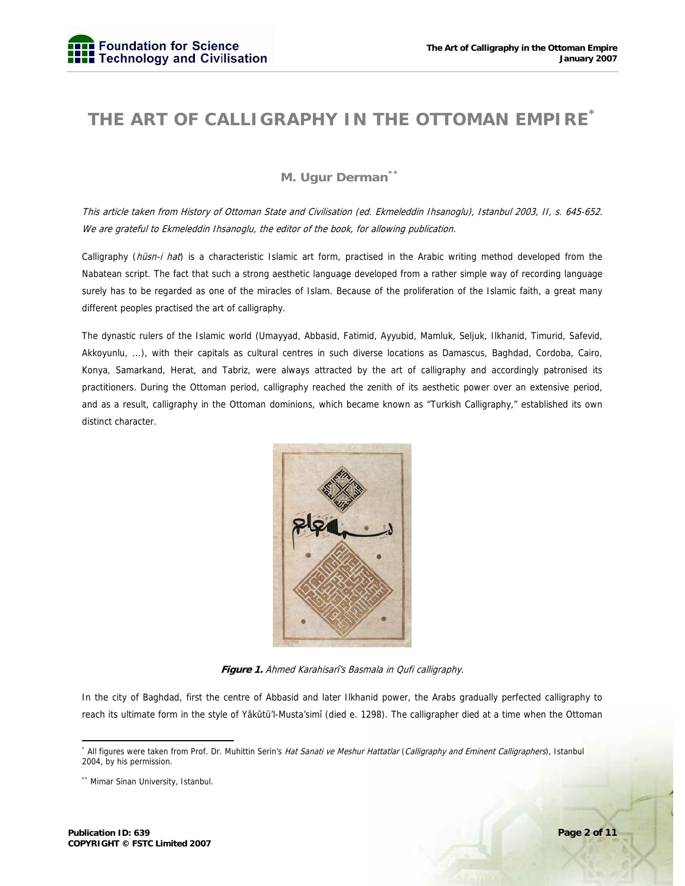# THE ART OF CALLIGRAPHY IN THE OTTOMAN EMPIRE*

**M. Ugur Derman****

*This article taken from History of Ottoman State and Civilisation (ed. Ekmeleddin Ihsanoglu), Istanbul 2003, II, s. 645-652. We are grateful to Ekmeleddin Ihsanoglu, the editor of the book, for allowing publication.*

Calligraphy (*hüsn-i hat*) is a characteristic Islamic art form, practised in the Arabic writing method developed from the Nabatean script. The fact that such a strong aesthetic language developed from a rather simple way of recording language surely has to be regarded as one of the miracles of Islam. Because of the proliferation of the Islamic faith, a great many different peoples practised the art of calligraphy.

The dynastic rulers of the Islamic world (Umayyad, Abbasid, Fatimid, Ayyubid, Mamluk, Seljuk, Ilkhanid, Timurid, Safevid, Akkoyunlu, ...), with their capitals as cultural centres in such diverse locations as Damascus, Baghdad, Cordoba, Cairo, Konya, Samarkand, Herat, and Tabriz, were always attracted by the art of calligraphy and accordingly patronised its practitioners. During the Ottoman period, calligraphy reached the zenith of its aesthetic power over an extensive period, and as a result, calligraphy in the Ottoman dominions, which became known as "Turkish Calligraphy," established its own distinct character.

**Figure 1.** *Ahmed Karahisarî's Basmala in Qufi calligraphy.*

In the city of Baghdad, first the centre of Abbasid and later Ilkhanid power, the Arabs gradually perfected calligraphy to reach its ultimate form in the style of Yâkûtü'l-Musta'simî (died e. 1298). The calligrapher died at a time when the Ottoman

---

* All figures were taken from Prof. Dr. Muhittin Serin's *Hat Sanati ve Meshur Hattatlar* (*Calligraphy and Eminent Calligraphers*), Istanbul 2004, by his permission.

** Mimar Sinan University, Istanbul.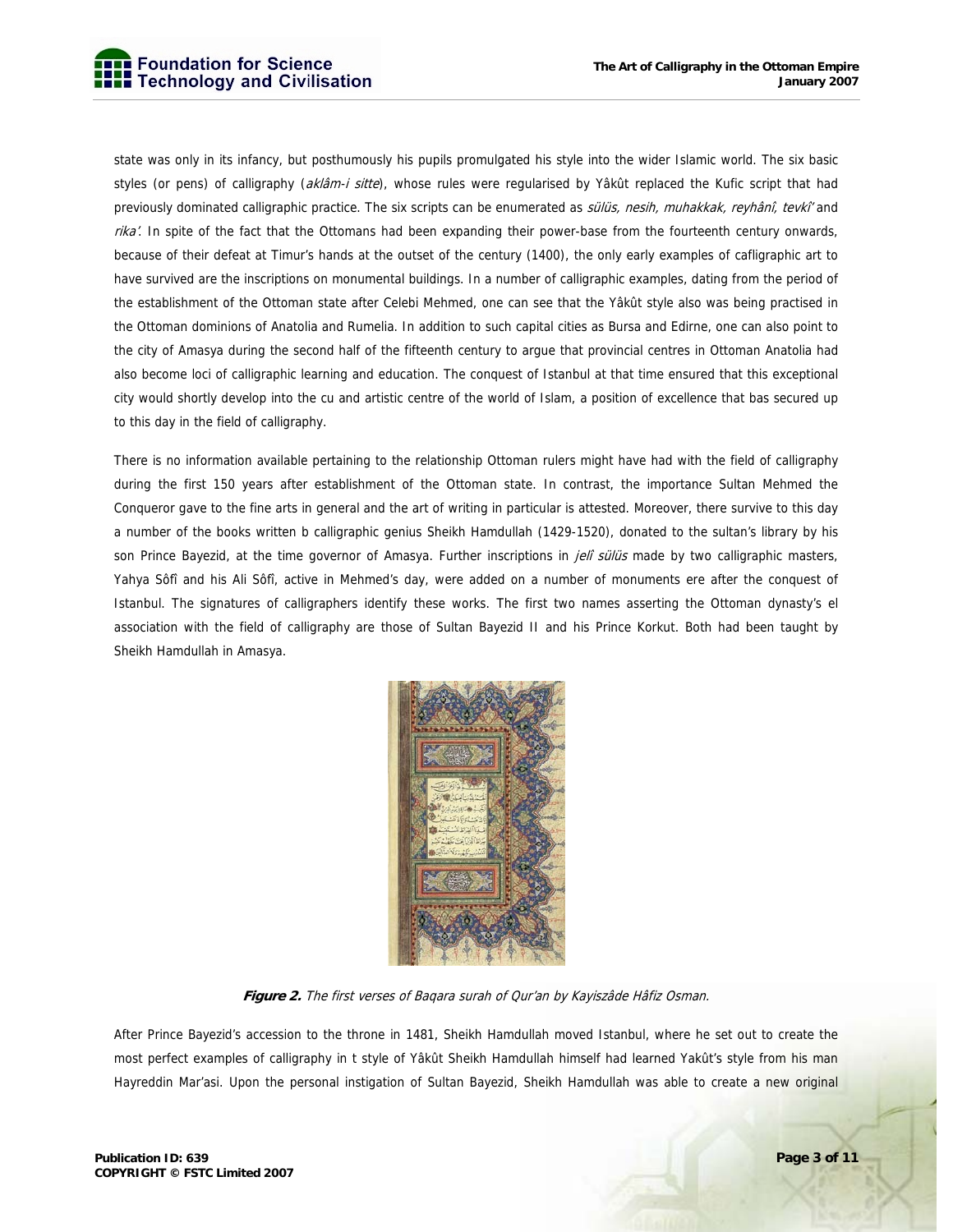state was only in its infancy, but posthumously his pupils promulgated his style into the wider Islamic world. The six basic styles (or pens) of calligraphy (*aklâm-i sitte*), whose rules were regularised by Yâkût replaced the Kufic script that had previously dominated calligraphic practice. The six scripts can be enumerated as *sülüs, nesih, muhakkak, reyhânî, tevkî'* and *rika'*. In spite of the fact that the Ottomans had been expanding their power-base from the fourteenth century onwards, because of their defeat at Timur's hands at the outset of the century (1400), the only early examples of cafligraphic art to have survived are the inscriptions on monumental buildings. In a number of calligraphic examples, dating from the period of the establishment of the Ottoman state after Celebi Mehmed, one can see that the Yâkût style also was being practised in the Ottoman dominions of Anatolia and Rumelia. In addition to such capital cities as Bursa and Edirne, one can also point to the city of Amasya during the second half of the fifteenth century to argue that provincial centres in Ottoman Anatolia had also become loci of calligraphic learning and education. The conquest of Istanbul at that time ensured that this exceptional city would shortly develop into the cu and artistic centre of the world of Islam, a position of excellence that bas secured up to this day in the field of calligraphy.

There is no information available pertaining to the relationship Ottoman rulers might have had with the field of calligraphy during the first 150 years after establishment of the Ottoman state. In contrast, the importance Sultan Mehmed the Conqueror gave to the fine arts in general and the art of writing in particular is attested. Moreover, there survive to this day a number of the books written b calligraphic genius Sheikh Hamdullah (1429-1520), donated to the sultan's library by his son Prince Bayezid, at the time governor of Amasya. Further inscriptions in *jelî sülüs* made by two calligraphic masters, Yahya Sôfî and his Ali Sôfî, active in Mehmed's day, were added on a number of monuments ere after the conquest of Istanbul. The signatures of calligraphers identify these works. The first two names asserting the Ottoman dynasty's el association with the field of calligraphy are those of Sultan Bayezid II and his Prince Korkut. Both had been taught by Sheikh Hamdullah in Amasya.

***Figure 2.*** *The first verses of Baqara surah of Qur'an by Kayiszâde Hâfiz Osman.*

After Prince Bayezid's accession to the throne in 1481, Sheikh Hamdullah moved Istanbul, where he set out to create the most perfect examples of calligraphy in t style of Yâkût Sheikh Hamdullah himself had learned Yakût's style from his man Hayreddin Mar'asi. Upon the personal instigation of Sultan Bayezid, Sheikh Hamdullah was able to create a new original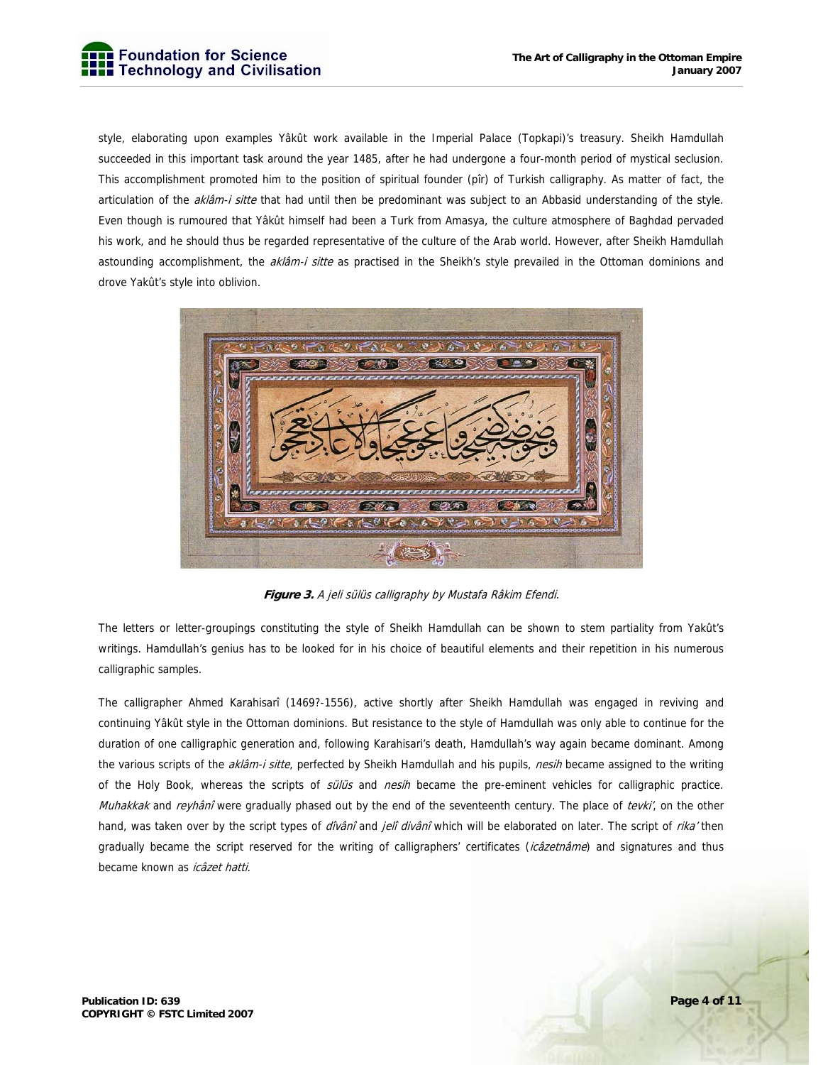style, elaborating upon examples Yâkût work available in the Imperial Palace (Topkapi)'s treasury. Sheikh Hamdullah succeeded in this important task around the year 1485, after he had undergone a four-month period of mystical seclusion. This accomplishment promoted him to the position of spiritual founder (pîr) of Turkish calligraphy. As matter of fact, the articulation of the *aklâm-i sitte* that had until then be predominant was subject to an Abbasid understanding of the style. Even though is rumoured that Yâkût himself had been a Turk from Amasya, the culture atmosphere of Baghdad pervaded his work, and he should thus be regarded representative of the culture of the Arab world. However, after Sheikh Hamdullah astounding accomplishment, the *aklâm-i sitte* as practised in the Sheikh's style prevailed in the Ottoman dominions and drove Yakût's style into oblivion.

**Figure 3.** *A jeli sülüs calligraphy by Mustafa Râkim Efendi.*

The letters or letter-groupings constituting the style of Sheikh Hamdullah can be shown to stem partiality from Yakût's writings. Hamdullah's genius has to be looked for in his choice of beautiful elements and their repetition in his numerous calligraphic samples.

The calligrapher Ahmed Karahisarî (1469?-1556), active shortly after Sheikh Hamdullah was engaged in reviving and continuing Yâkût style in the Ottoman dominions. But resistance to the style of Hamdullah was only able to continue for the duration of one calligraphic generation and, following Karahisari's death, Hamdullah's way again became dominant. Among the various scripts of the *aklâm-i sitte*, perfected by Sheikh Hamdullah and his pupils, *nesih* became assigned to the writing of the Holy Book, whereas the scripts of *sülüs* and *nesih* became the pre-eminent vehicles for calligraphic practice. *Muhakkak* and *reyhânî* were gradually phased out by the end of the seventeenth century. The place of *tevki'*, on the other hand, was taken over by the script types of *dîvânî* and *jelî divânî* which will be elaborated on later. The script of *rika'* then gradually became the script reserved for the writing of calligraphers' certificates (*icâzetnâme*) and signatures and thus became known as *icâzet hatti.*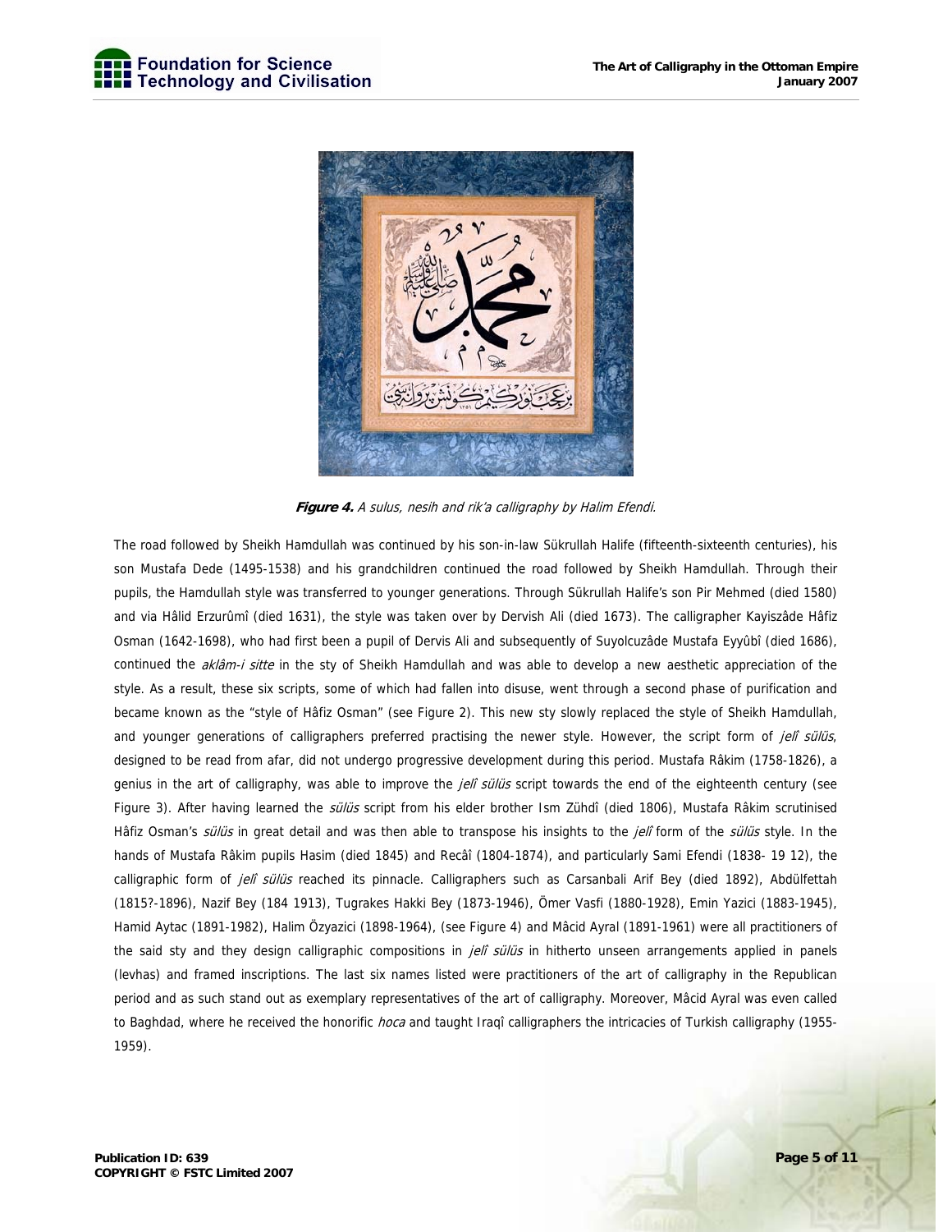**Figure 4.** *A sulus, nesih and rik'a calligraphy by Halim Efendi.*

The road followed by Sheikh Hamdullah was continued by his son-in-law Sükrullah Halife (fifteenth-sixteenth centuries), his son Mustafa Dede (1495-1538) and his grandchildren continued the road followed by Sheikh Hamdullah. Through their pupils, the Hamdullah style was transferred to younger generations. Through Sükrullah Halife's son Pir Mehmed (died 1580) and via Hâlid Erzurûmî (died 1631), the style was taken over by Dervish Ali (died 1673). The calligrapher Kayiszâde Hâfiz Osman (1642-1698), who had first been a pupil of Dervis Ali and subsequently of Suyolcuzâde Mustafa Eyyûbî (died 1686), continued the *aklâm-i sitte* in the sty of Sheikh Hamdullah and was able to develop a new aesthetic appreciation of the style. As a result, these six scripts, some of which had fallen into disuse, went through a second phase of purification and became known as the "style of Hâfiz Osman" (see Figure 2). This new sty slowly replaced the style of Sheikh Hamdullah, and younger generations of calligraphers preferred practising the newer style. However, the script form of *jelî sülüs*, designed to be read from afar, did not undergo progressive development during this period. Mustafa Râkim (1758-1826), a genius in the art of calligraphy, was able to improve the *jelî sülüs* script towards the end of the eighteenth century (see Figure 3). After having learned the *sülüs* script from his elder brother Ism Zühdî (died 1806), Mustafa Râkim scrutinised Hâfiz Osman's *sülüs* in great detail and was then able to transpose his insights to the *jelî* form of the *sülüs* style. In the hands of Mustafa Râkim pupils Hasim (died 1845) and Recâî (1804-1874), and particularly Sami Efendi (1838- 19 12), the calligraphic form of *jelî sülüs* reached its pinnacle. Calligraphers such as Carsanbali Arif Bey (died 1892), Abdülfettah (1815?-1896), Nazif Bey (184 1913), Tugrakes Hakki Bey (1873-1946), Ömer Vasfi (1880-1928), Emin Yazici (1883-1945), Hamid Aytac (1891-1982), Halim Özyazici (1898-1964), (see Figure 4) and Mâcid Ayral (1891-1961) were all practitioners of the said sty and they design calligraphic compositions in *jelî sülüs* in hitherto unseen arrangements applied in panels (levhas) and framed inscriptions. The last six names listed were practitioners of the art of calligraphy in the Republican period and as such stand out as exemplary representatives of the art of calligraphy. Moreover, Mâcid Ayral was even called to Baghdad, where he received the honorific *hoca* and taught Iraqî calligraphers the intricacies of Turkish calligraphy (1955-1959).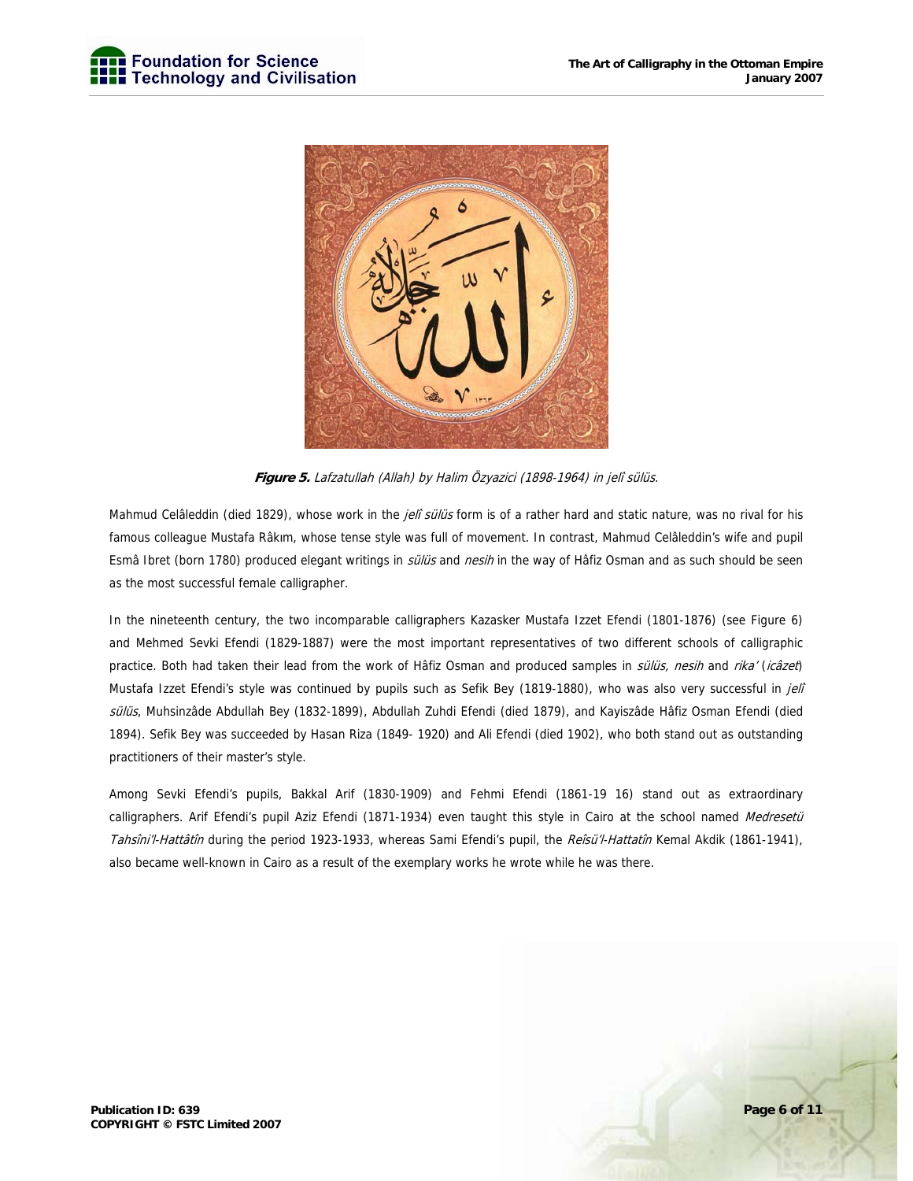**Figure 5.** *Lafzatullah (Allah) by Halim Özyazici (1898-1964) in jelî sülüs.*

Mahmud Celâleddin (died 1829), whose work in the *jelî sülüs* form is of a rather hard and static nature, was no rival for his famous colleague Mustafa Râkım, whose tense style was full of movement. In contrast, Mahmud Celâleddin's wife and pupil Esmâ Ibret (born 1780) produced elegant writings in *sülüs* and *nesih* in the way of Hâfiz Osman and as such should be seen as the most successful female calligrapher.

In the nineteenth century, the two incomparable calligraphers Kazasker Mustafa Izzet Efendi (1801-1876) (see Figure 6) and Mehmed Sevki Efendi (1829-1887) were the most important representatives of two different schools of calligraphic practice. Both had taken their lead from the work of Hâfiz Osman and produced samples in *sülüs, nesih* and *rika'* (*icâzet*) Mustafa Izzet Efendi's style was continued by pupils such as Sefik Bey (1819-1880), who was also very successful in *jelî sülüs*, Muhsinzâde Abdullah Bey (1832-1899), Abdullah Zuhdi Efendi (died 1879), and Kayiszâde Hâfiz Osman Efendi (died 1894). Sefik Bey was succeeded by Hasan Riza (1849- 1920) and Ali Efendi (died 1902), who both stand out as outstanding practitioners of their master's style.

Among Sevki Efendi's pupils, Bakkal Arif (1830-1909) and Fehmi Efendi (1861-19 16) stand out as extraordinary calligraphers. Arif Efendi's pupil Aziz Efendi (1871-1934) even taught this style in Cairo at the school named *Medresetü Tahsîni'l-Hattâtîn* during the period 1923-1933, whereas Sami Efendi's pupil, the *Reîsü'l-Hattatîn* Kemal Akdik (1861-1941), also became well-known in Cairo as a result of the exemplary works he wrote while he was there.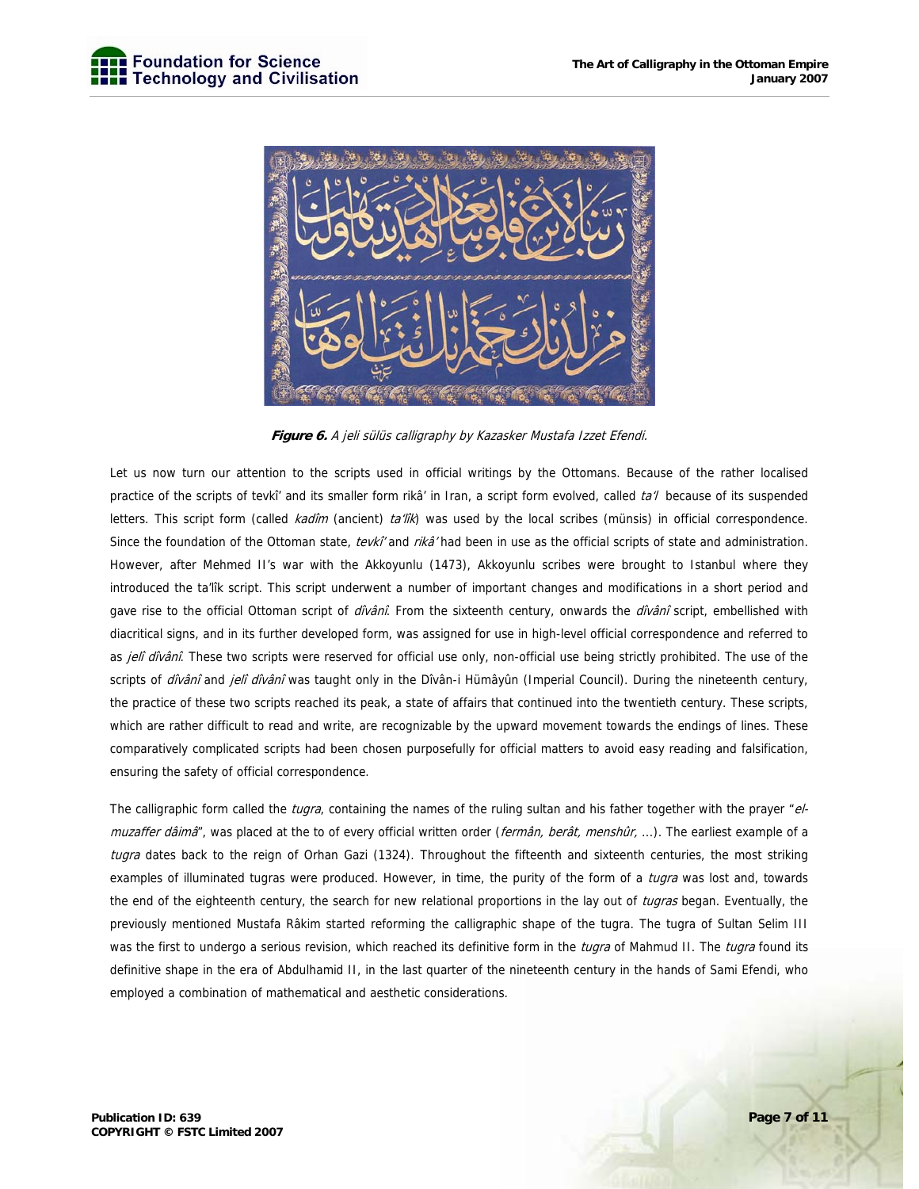**Figure 6.** *A jeli sülüs calligraphy by Kazasker Mustafa Izzet Efendi.*

Let us now turn our attention to the scripts used in official writings by the Ottomans. Because of the rather localised practice of the scripts of tevkî' and its smaller form rikâ' in Iran, a script form evolved, called *ta'l* because of its suspended letters. This script form (called *kadîm* (ancient) *ta'lîk*) was used by the local scribes (münsis) in official correspondence. Since the foundation of the Ottoman state, *tevkî'* and *rikâ'* had been in use as the official scripts of state and administration. However, after Mehmed II's war with the Akkoyunlu (1473), Akkoyunlu scribes were brought to Istanbul where they introduced the ta'lîk script. This script underwent a number of important changes and modifications in a short period and gave rise to the official Ottoman script of *dîvânî*. From the sixteenth century, onwards the *dîvânî* script, embellished with diacritical signs, and in its further developed form, was assigned for use in high-level official correspondence and referred to as *jelî dîvânî*. These two scripts were reserved for official use only, non-official use being strictly prohibited. The use of the scripts of *dîvânî* and *jelî dîvânî* was taught only in the Dîvân-i Hümâyûn (Imperial Council). During the nineteenth century, the practice of these two scripts reached its peak, a state of affairs that continued into the twentieth century. These scripts, which are rather difficult to read and write, are recognizable by the upward movement towards the endings of lines. These comparatively complicated scripts had been chosen purposefully for official matters to avoid easy reading and falsification, ensuring the safety of official correspondence.

The calligraphic form called the *tugra*, containing the names of the ruling sultan and his father together with the prayer "*el-muzaffer dâimâ*", was placed at the to of every official written order (*fermân, berât, menshûr, ...*). The earliest example of a *tugra* dates back to the reign of Orhan Gazi (1324). Throughout the fifteenth and sixteenth centuries, the most striking examples of illuminated tugras were produced. However, in time, the purity of the form of a *tugra* was lost and, towards the end of the eighteenth century, the search for new relational proportions in the lay out of *tugras* began. Eventually, the previously mentioned Mustafa Râkim started reforming the calligraphic shape of the tugra. The tugra of Sultan Selim III was the first to undergo a serious revision, which reached its definitive form in the *tugra* of Mahmud II. The *tugra* found its definitive shape in the era of Abdulhamid II, in the last quarter of the nineteenth century in the hands of Sami Efendi, who employed a combination of mathematical and aesthetic considerations.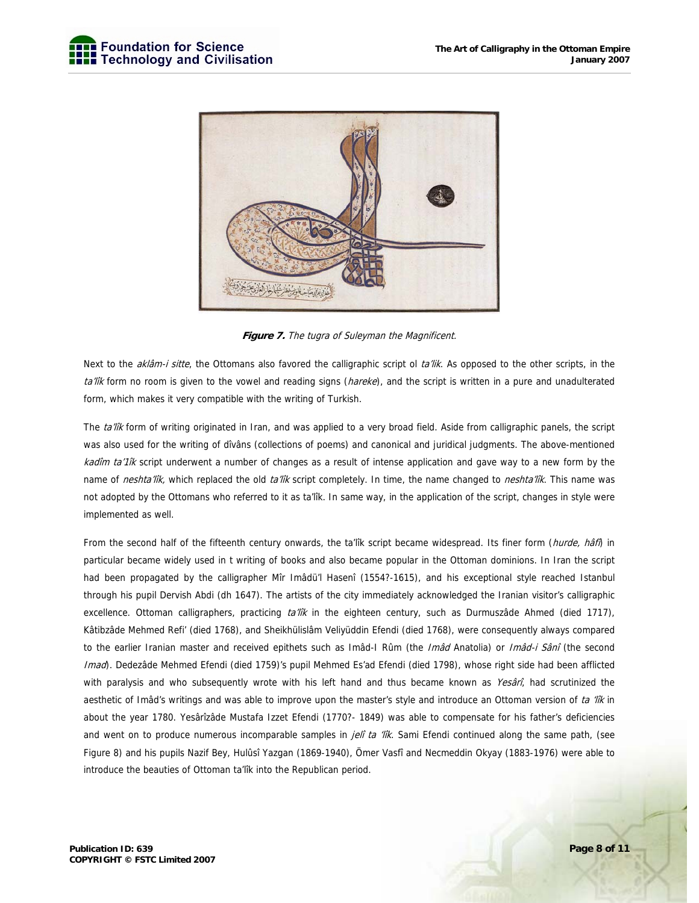**Figure 7.** *The tugra of Suleyman the Magnificent.*

Next to the *aklâm-i sitte*, the Ottomans also favored the calligraphic script ol *ta'lik*. As opposed to the other scripts, in the *ta'lîk* form no room is given to the vowel and reading signs (*hareke*), and the script is written in a pure and unadulterated form, which makes it very compatible with the writing of Turkish.

The *ta'lîk* form of writing originated in Iran, and was applied to a very broad field. Aside from calligraphic panels, the script was also used for the writing of dîvâns (collections of poems) and canonical and juridical judgments. The above-mentioned *kadîm ta'1îk* script underwent a number of changes as a result of intense application and gave way to a new form by the name of *neshta'lîk,* which replaced the old *ta'lîk* script completely. In time, the name changed to *neshta'lîk*. This name was not adopted by the Ottomans who referred to it as ta'lîk. In same way, in the application of the script, changes in style were implemented as well.

From the second half of the fifteenth century onwards, the ta'lîk script became widespread. Its finer form (*hurde, hâfî*) in particular became widely used in t writing of books and also became popular in the Ottoman dominions. In Iran the script had been propagated by the calligrapher Mîr Imâdü'l Hasenî (1554?-1615), and his exceptional style reached Istanbul through his pupil Dervish Abdi (dh 1647). The artists of the city immediately acknowledged the Iranian visitor's calligraphic excellence. Ottoman calligraphers, practicing *ta'lîk* in the eighteen century, such as Durmuszâde Ahmed (died 1717), Kâtibzâde Mehmed Refi' (died 1768), and Sheikhülislâm Veliyüddin Efendi (died 1768), were consequently always compared to the earlier Iranian master and received epithets such as Imâd-I Rûm (the *Imâd* Anatolia) or *Imâd-i Sânî* (the second *Imad*). Dedezâde Mehmed Efendi (died 1759)'s pupil Mehmed Es'ad Efendi (died 1798), whose right side had been afflicted with paralysis and who subsequently wrote with his left hand and thus became known as *Yesârî*, had scrutinized the aesthetic of Imâd's writings and was able to improve upon the master's style and introduce an Ottoman version of *ta 'lîk* in about the year 1780. Yesârîzâde Mustafa Izzet Efendi (1770?- 1849) was able to compensate for his father's deficiencies and went on to produce numerous incomparable samples in *jelî ta 'lîk*. Sami Efendi continued along the same path, (see Figure 8) and his pupils Nazif Bey, Hulûsî Yazgan (1869-1940), Ömer Vasfî and Necmeddin Okyay (1883-1976) were able to introduce the beauties of Ottoman ta'lîk into the Republican period.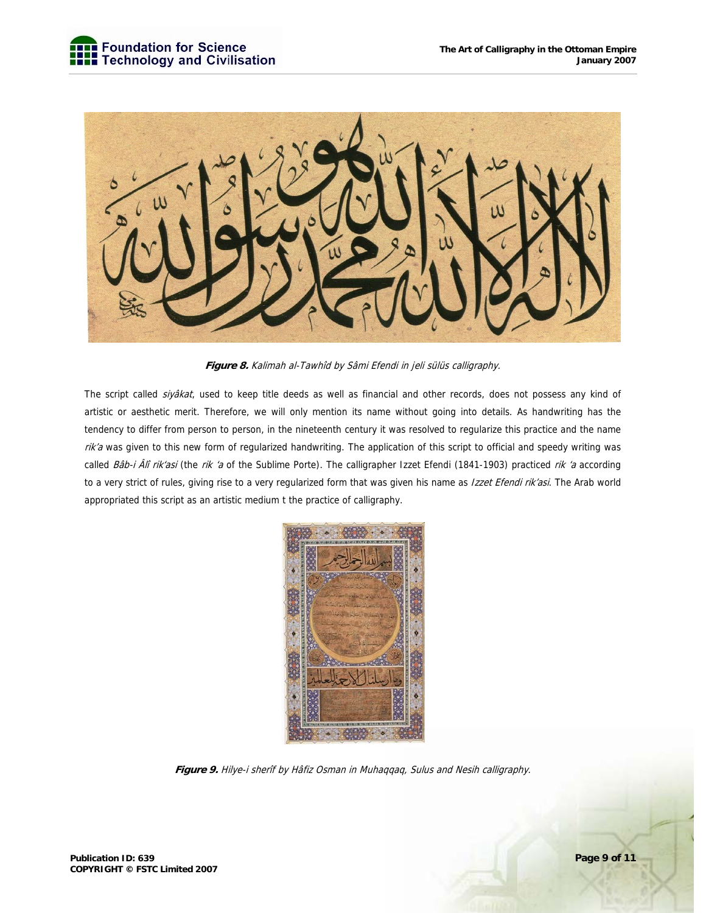**Figure 8.** *Kalimah al-Tawhîd by Sâmi Efendi in jeli sülüs calligraphy.*

The script called *siyâkat*, used to keep title deeds as well as financial and other records, does not possess any kind of artistic or aesthetic merit. Therefore, we will only mention its name without going into details. As handwriting has the tendency to differ from person to person, in the nineteenth century it was resolved to regularize this practice and the name *rik'a* was given to this new form of regularized handwriting. The application of this script to official and speedy writing was called *Bâb-i Âlî rik'asi* (the *rik 'a* of the Sublime Porte). The calligrapher Izzet Efendi (1841-1903) practiced *rik 'a* according to a very strict of rules, giving rise to a very regularized form that was given his name as *Izzet Efendi rik'asi*. The Arab world appropriated this script as an artistic medium t the practice of calligraphy.

**Figure 9.** *Hilye-i sherîf by Hâfiz Osman in Muhaqqaq, Sulus and Nesih calligraphy.*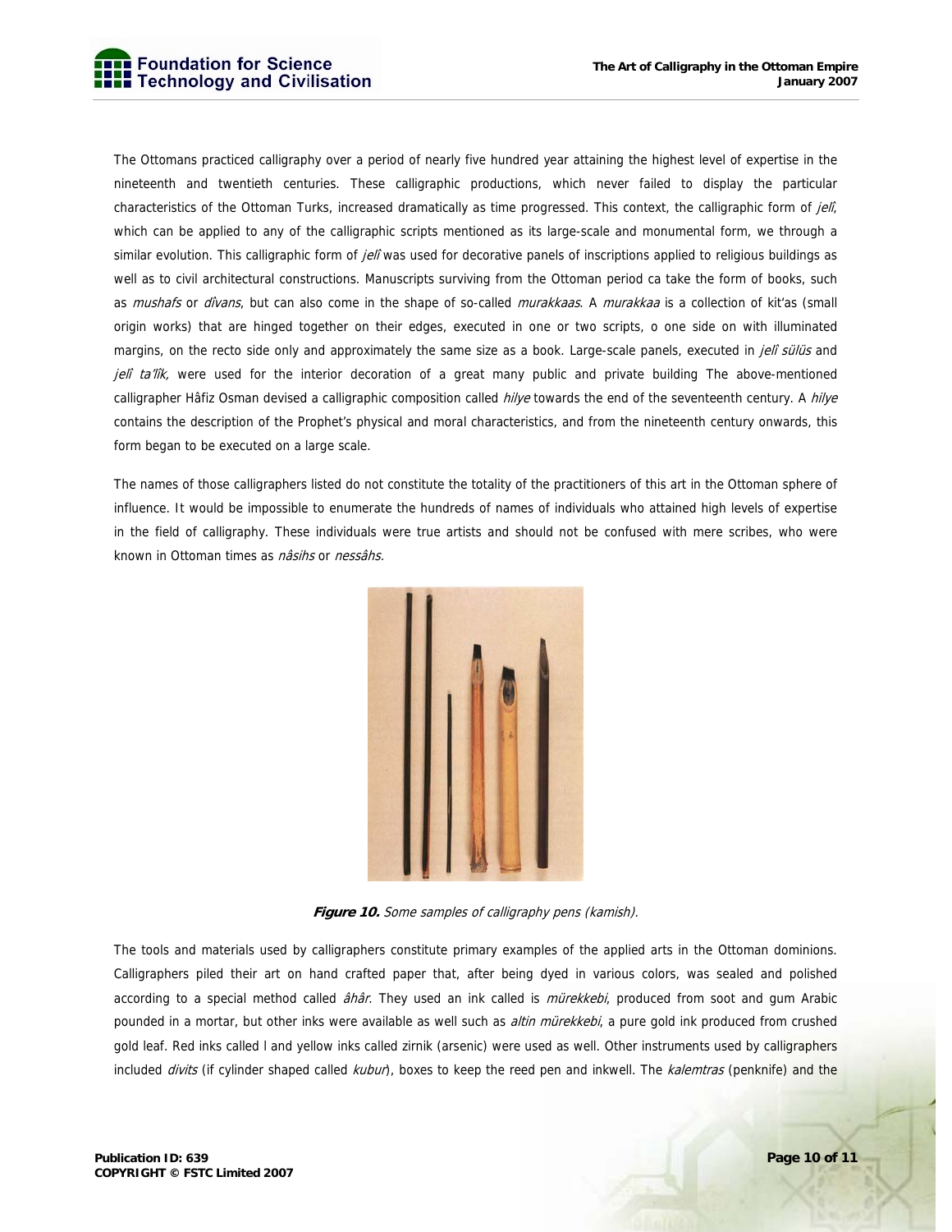The Ottomans practiced calligraphy over a period of nearly five hundred year attaining the highest level of expertise in the nineteenth and twentieth centuries. These calligraphic productions, which never failed to display the particular characteristics of the Ottoman Turks, increased dramatically as time progressed. This context, the calligraphic form of *jelî*, which can be applied to any of the calligraphic scripts mentioned as its large-scale and monumental form, we through a similar evolution. This calligraphic form of *jelî* was used for decorative panels of inscriptions applied to religious buildings as well as to civil architectural constructions. Manuscripts surviving from the Ottoman period ca take the form of books, such as *mushafs* or *dîvans*, but can also come in the shape of so-called *murakkaas*. A *murakkaa* is a collection of kit'as (small origin works) that are hinged together on their edges, executed in one or two scripts, o one side on with illuminated margins, on the recto side only and approximately the same size as a book. Large-scale panels, executed in *jelî sülüs* and *jelî ta'lîk,* were used for the interior decoration of a great many public and private building The above-mentioned calligrapher Hâfiz Osman devised a calligraphic composition called *hilye* towards the end of the seventeenth century. A *hilye* contains the description of the Prophet's physical and moral characteristics, and from the nineteenth century onwards, this form began to be executed on a large scale.

The names of those calligraphers listed do not constitute the totality of the practitioners of this art in the Ottoman sphere of influence. It would be impossible to enumerate the hundreds of names of individuals who attained high levels of expertise in the field of calligraphy. These individuals were true artists and should not be confused with mere scribes, who were known in Ottoman times as *nâsihs* or *nessâhs*.

***Figure 10.*** *Some samples of calligraphy pens (kamish).*

The tools and materials used by calligraphers constitute primary examples of the applied arts in the Ottoman dominions. Calligraphers piled their art on hand crafted paper that, after being dyed in various colors, was sealed and polished according to a special method called *âhâr*. They used an ink called is *mürekkebi*, produced from soot and gum Arabic pounded in a mortar, but other inks were available as well such as *altin mürekkebi*, a pure gold ink produced from crushed gold leaf. Red inks called l and yellow inks called zirnik (arsenic) were used as well. Other instruments used by calligraphers included *divits* (if cylinder shaped called *kubur*), boxes to keep the reed pen and inkwell. The *kalemtras* (penknife) and the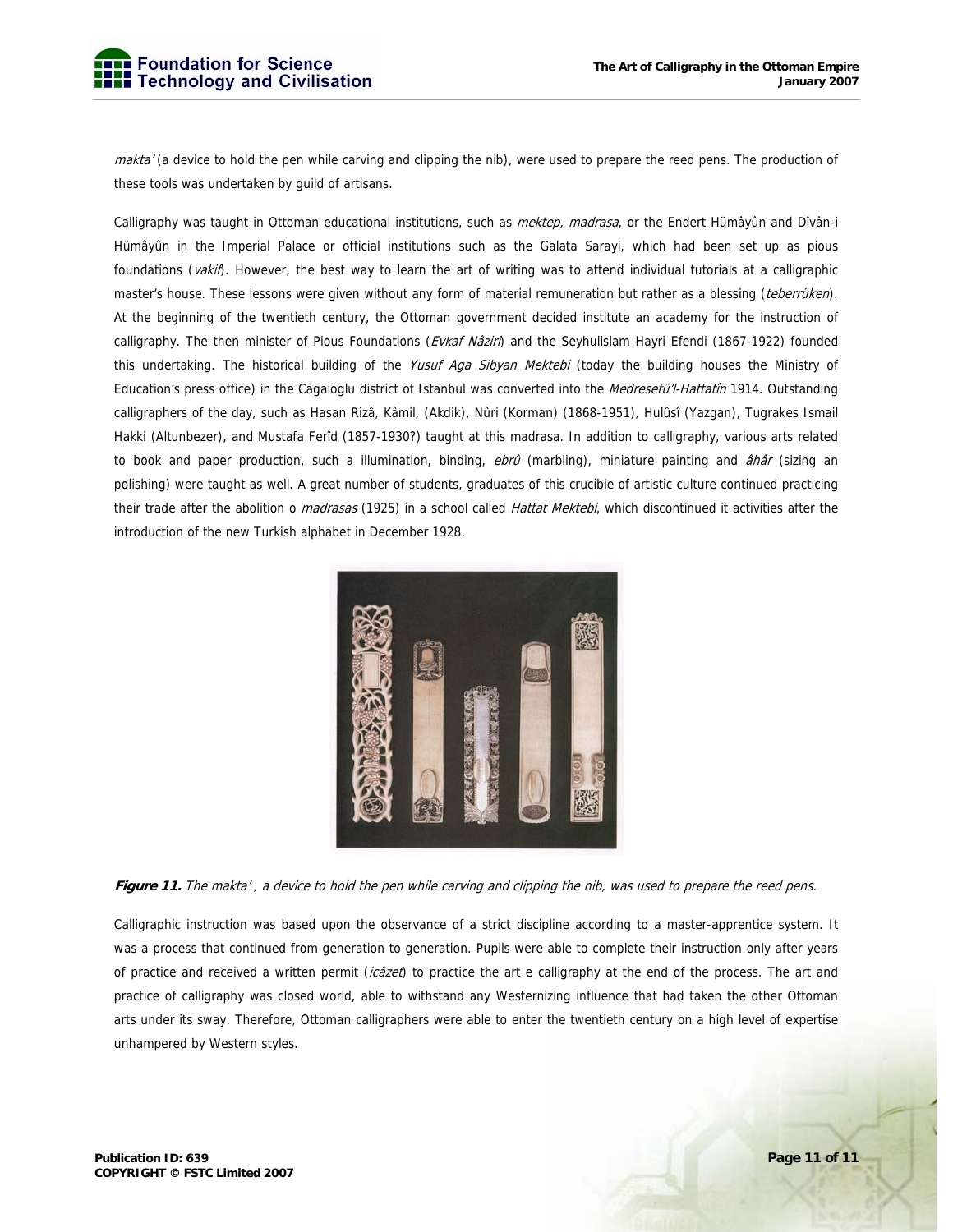*makta'* (a device to hold the pen while carving and clipping the nib), were used to prepare the reed pens. The production of these tools was undertaken by guild of artisans.

Calligraphy was taught in Ottoman educational institutions, such as *mektep, madrasa*, or the Endert Hümâyûn and Dîvân-i Hümâyûn in the Imperial Palace or official institutions such as the Galata Sarayi, which had been set up as pious foundations (*vakif*). However, the best way to learn the art of writing was to attend individual tutorials at a calligraphic master's house. These lessons were given without any form of material remuneration but rather as a blessing (*teberrüken*). At the beginning of the twentieth century, the Ottoman government decided institute an academy for the instruction of calligraphy. The then minister of Pious Foundations (*Evkaf Nâzin*) and the Seyhulislam Hayri Efendi (1867-1922) founded this undertaking. The historical building of the *Yusuf Aga Sibyan Mektebi* (today the building houses the Ministry of Education's press office) in the Cagaloglu district of Istanbul was converted into the *Medresetü'l-Hattatîn* 1914. Outstanding calligraphers of the day, such as Hasan Rizâ, Kâmil, (Akdik), Nûri (Korman) (1868-1951), Hulûsî (Yazgan), Tugrakes Ismail Hakki (Altunbezer), and Mustafa Ferîd (1857-1930?) taught at this madrasa. In addition to calligraphy, various arts related to book and paper production, such a illumination, binding, *ebrû* (marbling), miniature painting and *âhâr* (sizing an polishing) were taught as well. A great number of students, graduates of this crucible of artistic culture continued practicing their trade after the abolition o *madrasas* (1925) in a school called *Hattat Mektebi*, which discontinued it activities after the introduction of the new Turkish alphabet in December 1928.

***Figure 11.*** *The makta', a device to hold the pen while carving and clipping the nib, was used to prepare the reed pens.*

Calligraphic instruction was based upon the observance of a strict discipline according to a master-apprentice system. It was a process that continued from generation to generation. Pupils were able to complete their instruction only after years of practice and received a written permit (*icâzet*) to practice the art e calligraphy at the end of the process. The art and practice of calligraphy was closed world, able to withstand any Westernizing influence that had taken the other Ottoman arts under its sway. Therefore, Ottoman calligraphers were able to enter the twentieth century on a high level of expertise unhampered by Western styles.